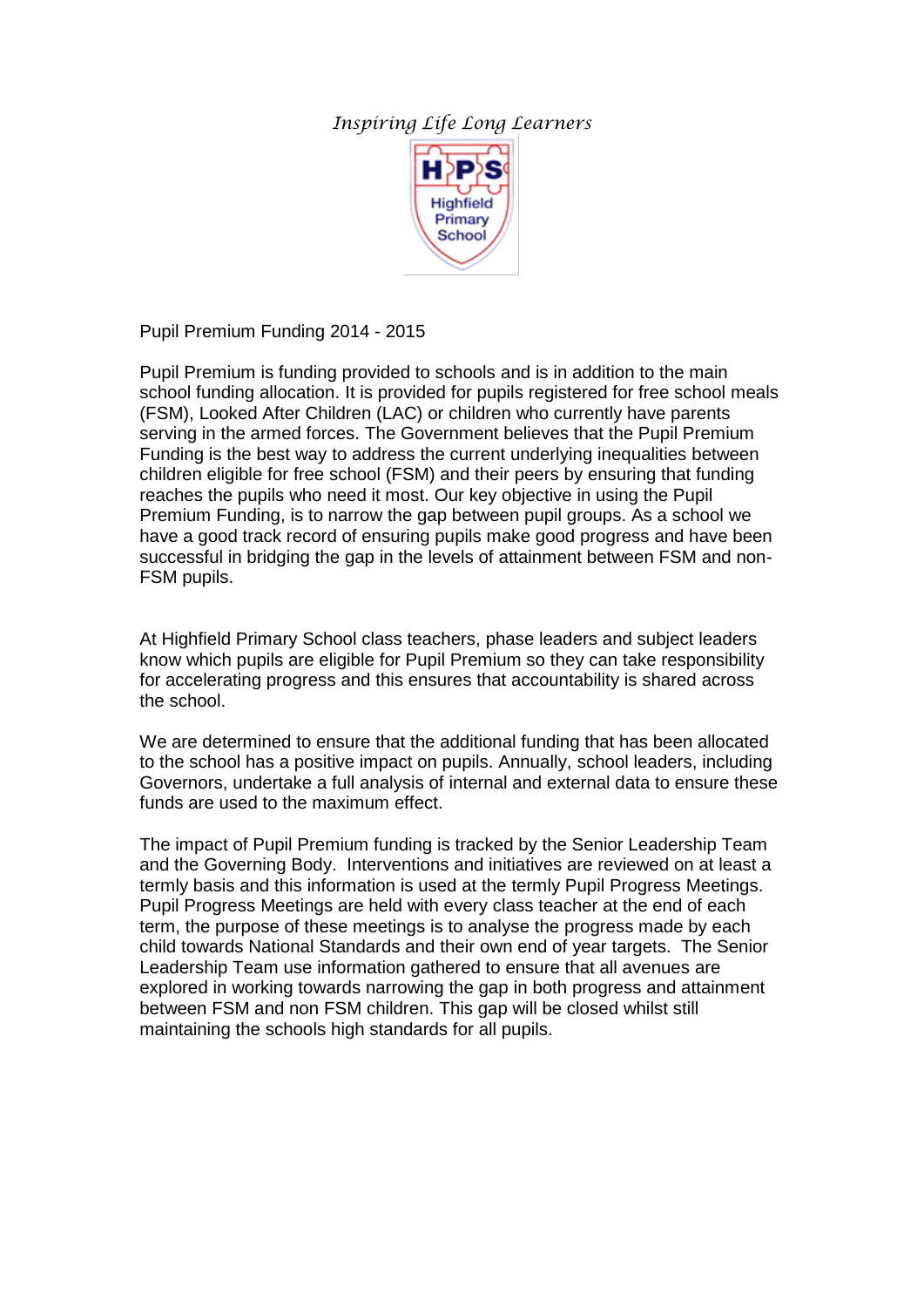*Inspiring Life Long Learners*

HPS
Highfield Primary School

# Pupil Premium Funding 2014 - 2015

Pupil Premium is funding provided to schools and is in addition to the main school funding allocation. It is provided for pupils registered for free school meals (FSM), Looked After Children (LAC) or children who currently have parents serving in the armed forces. The Government believes that the Pupil Premium Funding is the best way to address the current underlying inequalities between children eligible for free school (FSM) and their peers by ensuring that funding reaches the pupils who need it most. Our key objective in using the Pupil Premium Funding, is to narrow the gap between pupil groups. As a school we have a good track record of ensuring pupils make good progress and have been successful in bridging the gap in the levels of attainment between FSM and non-FSM pupils.

At Highfield Primary School class teachers, phase leaders and subject leaders know which pupils are eligible for Pupil Premium so they can take responsibility for accelerating progress and this ensures that accountability is shared across the school.

We are determined to ensure that the additional funding that has been allocated to the school has a positive impact on pupils. Annually, school leaders, including Governors, undertake a full analysis of internal and external data to ensure these funds are used to the maximum effect.

The impact of Pupil Premium funding is tracked by the Senior Leadership Team and the Governing Body. Interventions and initiatives are reviewed on at least a termly basis and this information is used at the termly Pupil Progress Meetings. Pupil Progress Meetings are held with every class teacher at the end of each term, the purpose of these meetings is to analyse the progress made by each child towards National Standards and their own end of year targets. The Senior Leadership Team use information gathered to ensure that all avenues are explored in working towards narrowing the gap in both progress and attainment between FSM and non FSM children. This gap will be closed whilst still maintaining the schools high standards for all pupils.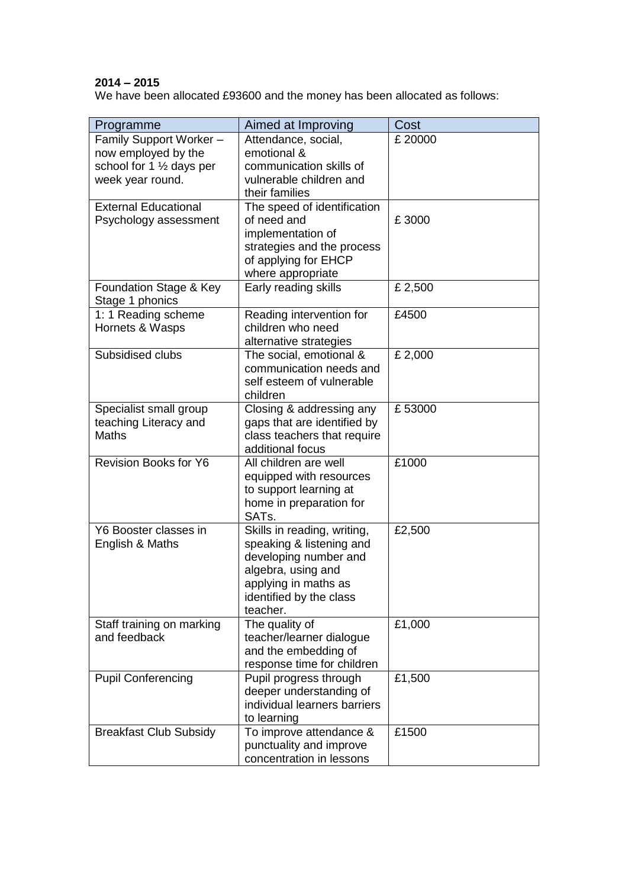**2014 – 2015**

We have been allocated £93600 and the money has been allocated as follows:

| Programme | Aimed at Improving | Cost |
| --- | --- | --- |
| Family Support Worker – now employed by the school for 1 ½ days per week year round. | Attendance, social, emotional & communication skills of vulnerable children and their families | £ 20000 |
| External Educational Psychology assessment | The speed of identification of need and implementation of strategies and the process of applying for EHCP where appropriate | £ 3000 |
| Foundation Stage & Key Stage 1 phonics | Early reading skills | £ 2,500 |
| 1: 1 Reading scheme Hornets & Wasps | Reading intervention for children who need alternative strategies | £4500 |
| Subsidised clubs | The social, emotional & communication needs and self esteem of vulnerable children | £ 2,000 |
| Specialist small group teaching Literacy and Maths | Closing & addressing any gaps that are identified by class teachers that require additional focus | £ 53000 |
| Revision Books for Y6 | All children are well equipped with resources to support learning at home in preparation for SATs. | £1000 |
| Y6 Booster classes in English & Maths | Skills in reading, writing, speaking & listening and developing number and algebra, using and applying in maths as identified by the class teacher. | £2,500 |
| Staff training on marking and feedback | The quality of teacher/learner dialogue and the embedding of response time for children | £1,000 |
| Pupil Conferencing | Pupil progress through deeper understanding of individual learners barriers to learning | £1,500 |
| Breakfast Club Subsidy | To improve attendance & punctuality and improve concentration in lessons | £1500 |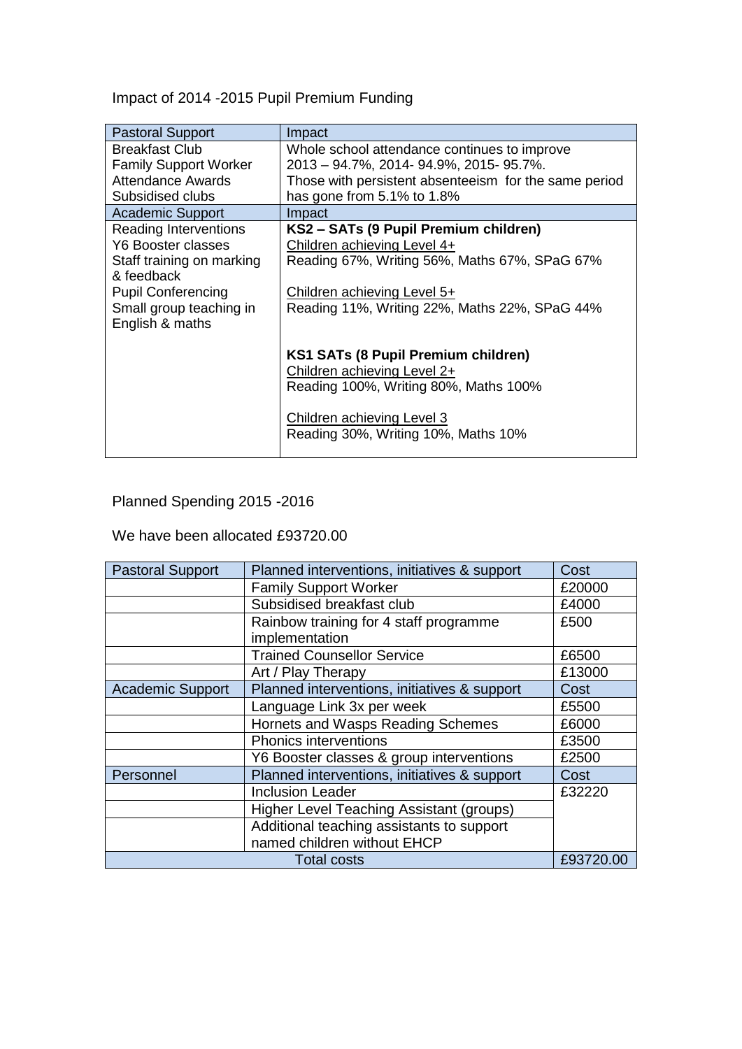Impact of 2014 -2015 Pupil Premium Funding

| Pastoral Support | Impact |
|---|---|
| Breakfast Club<br>Family Support Worker<br>Attendance Awards<br>Subsidised clubs | Whole school attendance continues to improve<br>2013 – 94.7%, 2014- 94.9%, 2015- 95.7%.<br>Those with persistent absenteeism for the same period has gone from 5.1% to 1.8% |
| **Academic Support** | **Impact** |
| Reading Interventions<br>Y6 Booster classes<br>Staff training on marking & feedback<br>Pupil Conferencing<br>Small group teaching in English & maths | **KS2 – SATs (9 Pupil Premium children)**<br>Children achieving Level 4+<br>Reading 67%, Writing 56%, Maths 67%, SPaG 67%<br><br>Children achieving Level 5+<br>Reading 11%, Writing 22%, Maths 22%, SPaG 44%<br><br>**KS1 SATs (8 Pupil Premium children)**<br>Children achieving Level 2+<br>Reading 100%, Writing 80%, Maths 100%<br><br>Children achieving Level 3<br>Reading 30%, Writing 10%, Maths 10% |

Planned Spending 2015 -2016

We have been allocated £93720.00

| Pastoral Support | Planned interventions, initiatives & support | Cost |
|---|---|---|
| | Family Support Worker | £20000 |
| | Subsidised breakfast club | £4000 |
| | Rainbow training for 4 staff programme implementation | £500 |
| | Trained Counsellor Service | £6500 |
| | Art / Play Therapy | £13000 |
| **Academic Support** | **Planned interventions, initiatives & support** | **Cost** |
| | Language Link 3x per week | £5500 |
| | Hornets and Wasps Reading Schemes | £6000 |
| | Phonics interventions | £3500 |
| | Y6 Booster classes & group interventions | £2500 |
| **Personnel** | **Planned interventions, initiatives & support** | **Cost** |
| | Inclusion Leader | £32220 |
| | Higher Level Teaching Assistant (groups) | |
| | Additional teaching assistants to support named children without EHCP | |
| Total costs | | £93720.00 |